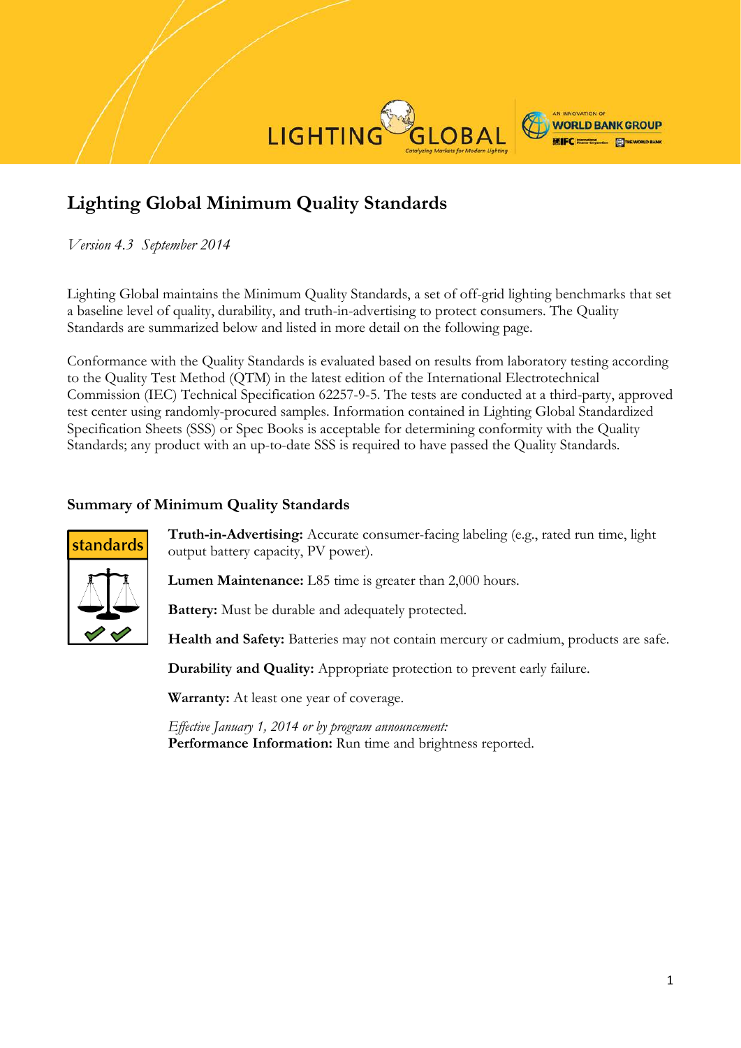# Lighting Global Minimum Quality Standards

*Version 4.3 September 2014*

Lighting Global maintains the Minimum Quality Standards, a set of off-grid lighting benchmarks that set a baseline level of quality, durability, and truth-in-advertising to protect consumers. The Quality Standards are summarized below and listed in more detail on the following page.

Conformance with the Quality Standards is evaluated based on results from laboratory testing according to the Quality Test Method (QTM) in the latest edition of the International Electrotechnical Commission (IEC) Technical Specification 62257-9-5. The tests are conducted at a third-party, approved test center using randomly-procured samples. Information contained in Lighting Global Standardized Specification Sheets (SSS) or Spec Books is acceptable for determining conformity with the Quality Standards; any product with an up-to-date SSS is required to have passed the Quality Standards.

## Summary of Minimum Quality Standards

**Truth-in-Advertising:** Accurate consumer-facing labeling (e.g., rated run time, light output battery capacity, PV power).

**Lumen Maintenance:** L85 time is greater than 2,000 hours.

**Battery:** Must be durable and adequately protected.

**Health and Safety:** Batteries may not contain mercury or cadmium, products are safe.

**Durability and Quality:** Appropriate protection to prevent early failure.

**Warranty:** At least one year of coverage.

*Effective January 1, 2014 or by program announcement:*
**Performance Information:** Run time and brightness reported.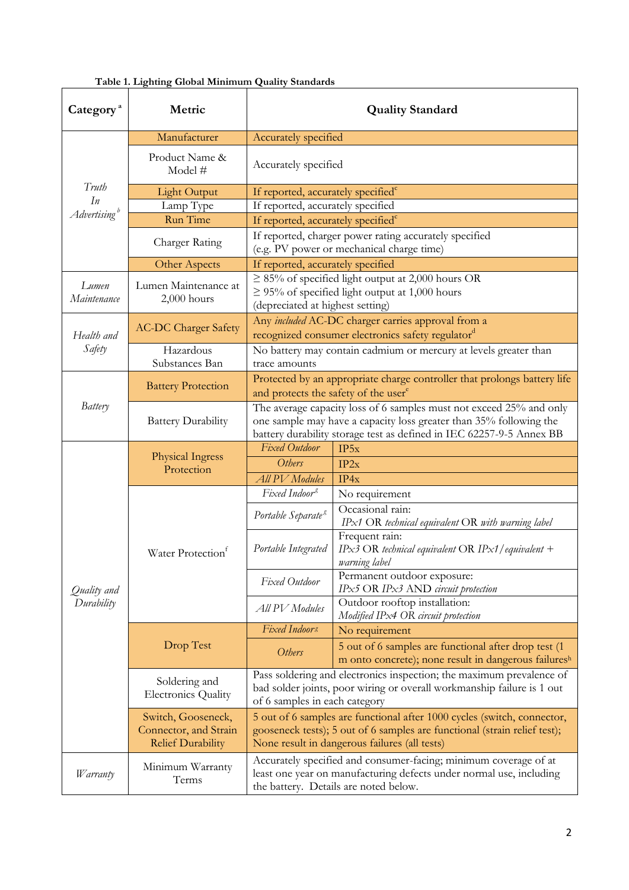**Table 1. Lighting Global Minimum Quality Standards**

| Category [a] | Metric | Quality Standard | |
|---|---|---|---|
| *Truth In Advertising* [b] | Manufacturer | Accurately specified | |
| | Product Name & Model # | Accurately specified | |
| | Light Output | If reported, accurately specified[c] | |
| | Lamp Type | If reported, accurately specified | |
| | Run Time | If reported, accurately specified[c] | |
| | Charger Rating | If reported, charger power rating accurately specified (e.g. PV power or mechanical charge time) | |
| | Other Aspects | If reported, accurately specified | |
| *Lumen Maintenance* | Lumen Maintenance at 2,000 hours | ≥ 85% of specified light output at 2,000 hours OR ≥ 95% of specified light output at 1,000 hours (depreciated at highest setting) | |
| *Health and Safety* | AC-DC Charger Safety | Any *included* AC-DC charger carries approval from a recognized consumer electronics safety regulator[d] | |
| | Hazardous Substances Ban | No battery may contain cadmium or mercury at levels greater than trace amounts | |
| *Battery* | Battery Protection | Protected by an appropriate charge controller that prolongs battery life and protects the safety of the user[e] | |
| | Battery Durability | The average capacity loss of 6 samples must not exceed 25% and only one sample may have a capacity loss greater than 35% following the battery durability storage test as defined in IEC 62257-9-5 Annex BB | |
| *Quality and Durability* | Physical Ingress Protection | *Fixed Outdoor* | IP5x |
| | | *Others* | IP2x |
| | | *All PV Modules* | IP4x |
| | Water Protection[f] | *Fixed Indoor*[g] | No requirement |
| | | *Portable Separate*[g] | Occasional rain: *IPx1 OR technical equivalent OR with warning label* |
| | | *Portable Integrated* | Frequent rain: *IPx3 OR technical equivalent OR IPx1/equivalent + warning label* |
| | | *Fixed Outdoor* | Permanent outdoor exposure: *IPx5 OR IPx3 AND circuit protection* |
| | | *All PV Modules* | Outdoor rooftop installation: *Modified IPx4 OR circuit protection* |
| | Drop Test | *Fixed Indoor*[g] | No requirement |
| | | *Others* | 5 out of 6 samples are functional after drop test (1 m onto concrete); none result in dangerous failures[h] |
| | Soldering and Electronics Quality | Pass soldering and electronics inspection; the maximum prevalence of bad solder joints, poor wiring or overall workmanship failure is 1 out of 6 samples in each category | |
| | Switch, Gooseneck, Connector, and Strain Relief Durability | 5 out of 6 samples are functional after 1000 cycles (switch, connector, gooseneck tests); 5 out of 6 samples are functional (strain relief test); None result in dangerous failures (all tests) | |
| *Warranty* | Minimum Warranty Terms | Accurately specified and consumer-facing; minimum coverage of at least one year on manufacturing defects under normal use, including the battery. Details are noted below. | |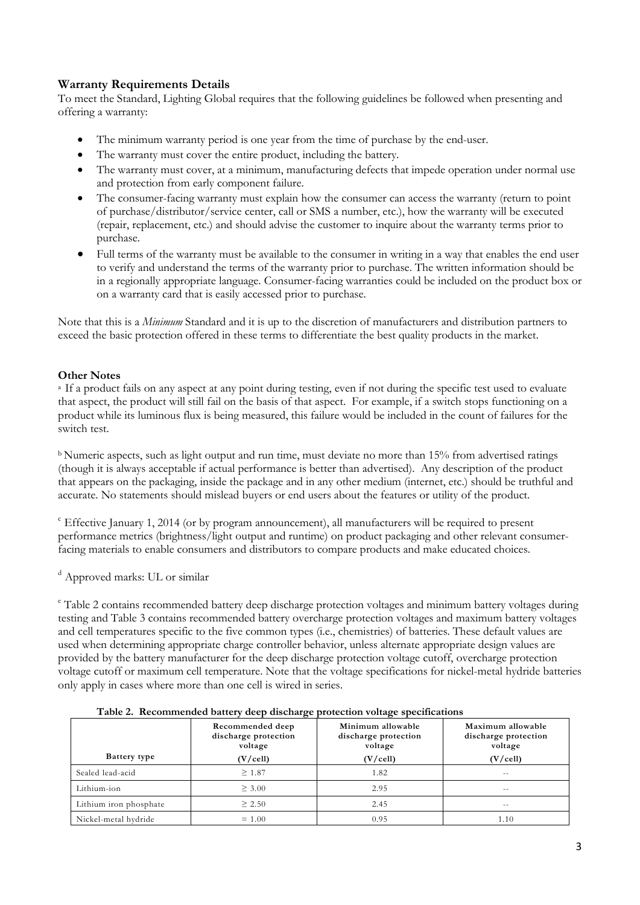### Warranty Requirements Details

To meet the Standard, Lighting Global requires that the following guidelines be followed when presenting and offering a warranty:

- The minimum warranty period is one year from the time of purchase by the end-user.
- The warranty must cover the entire product, including the battery.
- The warranty must cover, at a minimum, manufacturing defects that impede operation under normal use and protection from early component failure.
- The consumer-facing warranty must explain how the consumer can access the warranty (return to point of purchase/distributor/service center, call or SMS a number, etc.), how the warranty will be executed (repair, replacement, etc.) and should advise the customer to inquire about the warranty terms prior to purchase.
- Full terms of the warranty must be available to the consumer in writing in a way that enables the end user to verify and understand the terms of the warranty prior to purchase. The written information should be in a regionally appropriate language. Consumer-facing warranties could be included on the product box or on a warranty card that is easily accessed prior to purchase.

Note that this is a *Minimum* Standard and it is up to the discretion of manufacturers and distribution partners to exceed the basic protection offered in these terms to differentiate the best quality products in the market.

### Other Notes

[a] If a product fails on any aspect at any point during testing, even if not during the specific test used to evaluate that aspect, the product will still fail on the basis of that aspect. For example, if a switch stops functioning on a product while its luminous flux is being measured, this failure would be included in the count of failures for the switch test.

[b] Numeric aspects, such as light output and run time, must deviate no more than 15% from advertised ratings (though it is always acceptable if actual performance is better than advertised). Any description of the product that appears on the packaging, inside the package and in any other medium (internet, etc.) should be truthful and accurate. No statements should mislead buyers or end users about the features or utility of the product.

[c] Effective January 1, 2014 (or by program announcement), all manufacturers will be required to present performance metrics (brightness/light output and runtime) on product packaging and other relevant consumer-facing materials to enable consumers and distributors to compare products and make educated choices.

[d] Approved marks: UL or similar

[e] Table 2 contains recommended battery deep discharge protection voltages and minimum battery voltages during testing and Table 3 contains recommended battery overcharge protection voltages and maximum battery voltages and cell temperatures specific to the five common types (i.e., chemistries) of batteries. These default values are used when determining appropriate charge controller behavior, unless alternate appropriate design values are provided by the battery manufacturer for the deep discharge protection voltage cutoff, overcharge protection voltage cutoff or maximum cell temperature. Note that the voltage specifications for nickel-metal hydride batteries only apply in cases where more than one cell is wired in series.

**Table 2. Recommended battery deep discharge protection voltage specifications**

| Battery type | Recommended deep discharge protection voltage (V/cell) | Minimum allowable discharge protection voltage (V/cell) | Maximum allowable discharge protection voltage (V/cell) |
|---|---|---|---|
| Sealed lead-acid | ≥ 1.87 | 1.82 | -- |
| Lithium-ion | ≥ 3.00 | 2.95 | -- |
| Lithium iron phosphate | ≥ 2.50 | 2.45 | -- |
| Nickel-metal hydride | = 1.00 | 0.95 | 1.10 |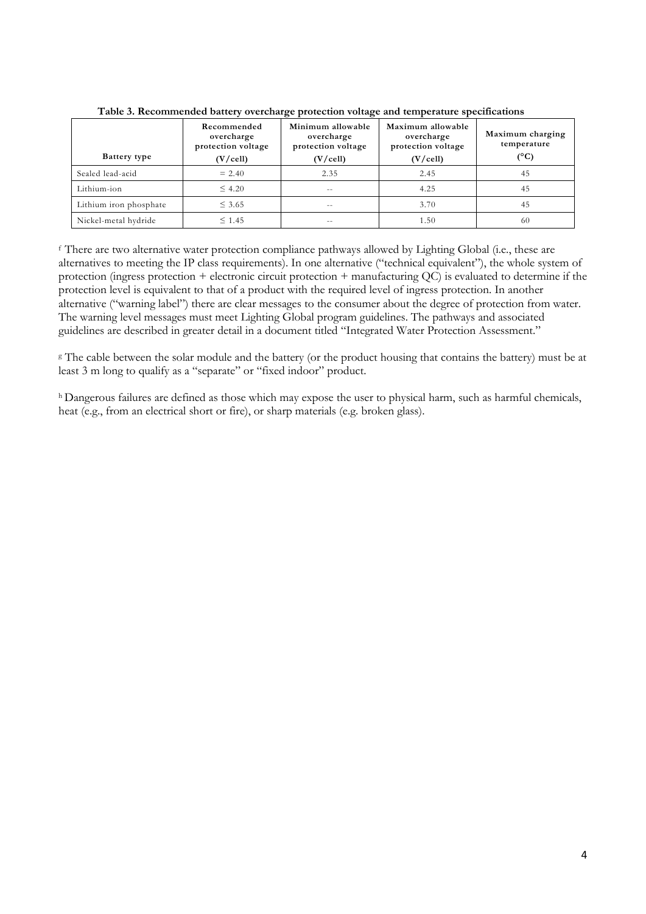**Table 3. Recommended battery overcharge protection voltage and temperature specifications**

| Battery type | Recommended overcharge protection voltage (V/cell) | Minimum allowable overcharge protection voltage (V/cell) | Maximum allowable overcharge protection voltage (V/cell) | Maximum charging temperature (°C) |
|---|---|---|---|---|
| Sealed lead-acid | = 2.40 | 2.35 | 2.45 | 45 |
| Lithium-ion | ≤ 4.20 | -- | 4.25 | 45 |
| Lithium iron phosphate | ≤ 3.65 | -- | 3.70 | 45 |
| Nickel-metal hydride | ≤ 1.45 | -- | 1.50 | 60 |

[f] There are two alternative water protection compliance pathways allowed by Lighting Global (i.e., these are alternatives to meeting the IP class requirements). In one alternative ("technical equivalent"), the whole system of protection (ingress protection + electronic circuit protection + manufacturing QC) is evaluated to determine if the protection level is equivalent to that of a product with the required level of ingress protection. In another alternative ("warning label") there are clear messages to the consumer about the degree of protection from water. The warning level messages must meet Lighting Global program guidelines. The pathways and associated guidelines are described in greater detail in a document titled "Integrated Water Protection Assessment."

[g] The cable between the solar module and the battery (or the product housing that contains the battery) must be at least 3 m long to qualify as a "separate" or "fixed indoor" product.

[h] Dangerous failures are defined as those which may expose the user to physical harm, such as harmful chemicals, heat (e.g., from an electrical short or fire), or sharp materials (e.g. broken glass).